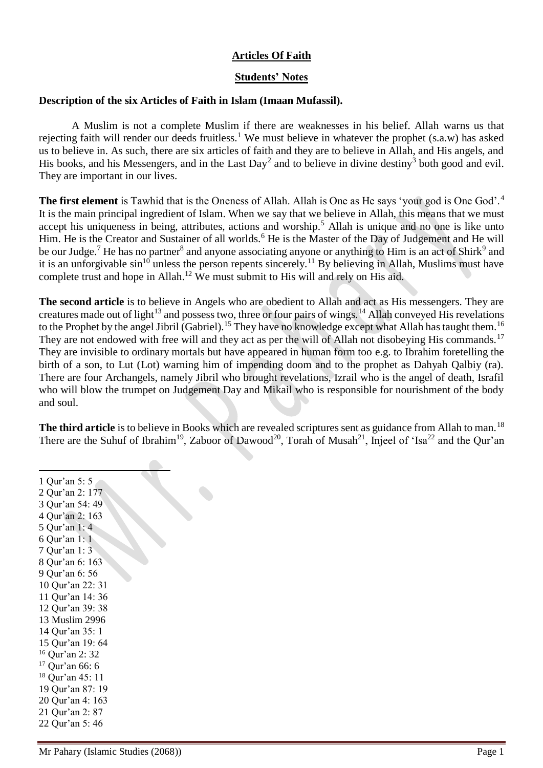**Articles Of Faith**

**Students' Notes**

**Description of the six Articles of Faith in Islam (Imaan Mufassil).**

A Muslim is not a complete Muslim if there are weaknesses in his belief. Allah warns us that rejecting faith will render our deeds fruitless.[1] We must believe in whatever the prophet (s.a.w) has asked us to believe in. As such, there are six articles of faith and they are to believe in Allah, and His angels, and His books, and his Messengers, and in the Last Day[2] and to believe in divine destiny[3] both good and evil. They are important in our lives.

**The first element** is Tawhid that is the Oneness of Allah. Allah is One as He says 'your god is One God'.[4] It is the main principal ingredient of Islam. When we say that we believe in Allah, this means that we must accept his uniqueness in being, attributes, actions and worship.[5] Allah is unique and no one is like unto Him. He is the Creator and Sustainer of all worlds.[6] He is the Master of the Day of Judgement and He will be our Judge.[7] He has no partner[8] and anyone associating anyone or anything to Him is an act of Shirk[9] and it is an unforgivable sin[10] unless the person repents sincerely.[11] By believing in Allah, Muslims must have complete trust and hope in Allah.[12] We must submit to His will and rely on His aid.

**The second article** is to believe in Angels who are obedient to Allah and act as His messengers. They are creatures made out of light[13] and possess two, three or four pairs of wings.[14] Allah conveyed His revelations to the Prophet by the angel Jibril (Gabriel).[15] They have no knowledge except what Allah has taught them.[16] They are not endowed with free will and they act as per the will of Allah not disobeying His commands.[17] They are invisible to ordinary mortals but have appeared in human form too e.g. to Ibrahim foretelling the birth of a son, to Lut (Lot) warning him of impending doom and to the prophet as Dahyah Qalbiy (ra). There are four Archangels, namely Jibril who brought revelations, Izrail who is the angel of death, Israfil who will blow the trumpet on Judgement Day and Mikail who is responsible for nourishment of the body and soul.

**The third article** is to believe in Books which are revealed scriptures sent as guidance from Allah to man.[18] There are the Suhuf of Ibrahim[19], Zaboor of Dawood[20], Torah of Musah[21], Injeel of 'Isa[22] and the Qur'an

---

1 Qur'an 5: 5
2 Qur'an 2: 177
3 Qur'an 54: 49
4 Qur'an 2: 163
5 Qur'an 1: 4
6 Qur'an 1: 1
7 Qur'an 1: 3
8 Qur'an 6: 163
9 Qur'an 6: 56
10 Qur'an 22: 31
11 Qur'an 14: 36
12 Qur'an 39: 38
13 Muslim 2996
14 Qur'an 35: 1
15 Qur'an 19: 64
16 Qur'an 2: 32
17 Qur'an 66: 6
18 Qur'an 45: 11
19 Qur'an 87: 19
20 Qur'an 4: 163
21 Qur'an 2: 87
22 Qur'an 5: 46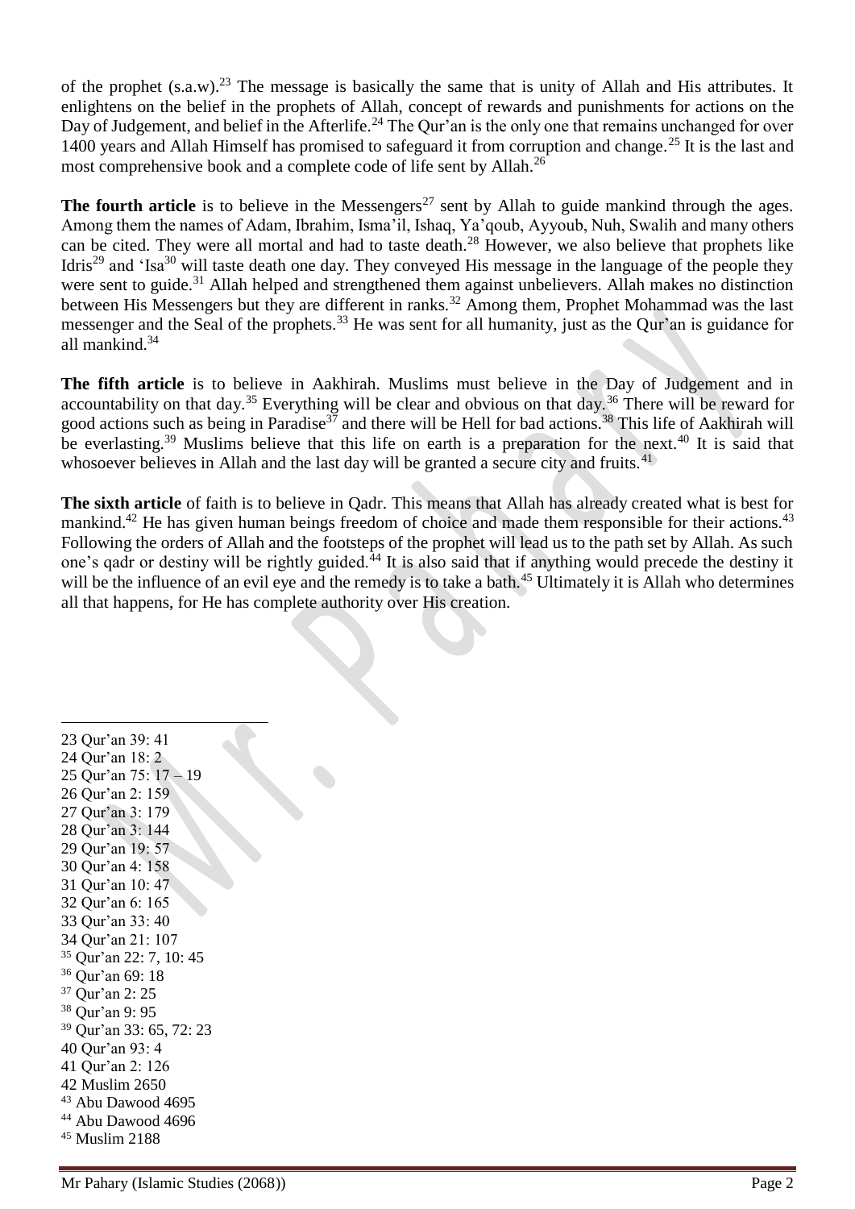of the prophet (s.a.w).[23] The message is basically the same that is unity of Allah and His attributes. It enlightens on the belief in the prophets of Allah, concept of rewards and punishments for actions on the Day of Judgement, and belief in the Afterlife.[24] The Qur'an is the only one that remains unchanged for over 1400 years and Allah Himself has promised to safeguard it from corruption and change.[25] It is the last and most comprehensive book and a complete code of life sent by Allah.[26]

**The fourth article** is to believe in the Messengers[27] sent by Allah to guide mankind through the ages. Among them the names of Adam, Ibrahim, Isma'il, Ishaq, Ya'qoub, Ayyoub, Nuh, Swalih and many others can be cited. They were all mortal and had to taste death.[28] However, we also believe that prophets like Idris[29] and 'Isa[30] will taste death one day. They conveyed His message in the language of the people they were sent to guide.[31] Allah helped and strengthened them against unbelievers. Allah makes no distinction between His Messengers but they are different in ranks.[32] Among them, Prophet Mohammad was the last messenger and the Seal of the prophets.[33] He was sent for all humanity, just as the Qur'an is guidance for all mankind.[34]

**The fifth article** is to believe in Aakhirah. Muslims must believe in the Day of Judgement and in accountability on that day.[35] Everything will be clear and obvious on that day.[36] There will be reward for good actions such as being in Paradise[37] and there will be Hell for bad actions.[38] This life of Aakhirah will be everlasting.[39] Muslims believe that this life on earth is a preparation for the next.[40] It is said that whosoever believes in Allah and the last day will be granted a secure city and fruits.[41]

**The sixth article** of faith is to believe in Qadr. This means that Allah has already created what is best for mankind.[42] He has given human beings freedom of choice and made them responsible for their actions.[43] Following the orders of Allah and the footsteps of the prophet will lead us to the path set by Allah. As such one's qadr or destiny will be rightly guided.[44] It is also said that if anything would precede the destiny it will be the influence of an evil eye and the remedy is to take a bath.[45] Ultimately it is Allah who determines all that happens, for He has complete authority over His creation.

---

23 Qur'an 39: 41
24 Qur'an 18: 2
25 Qur'an 75: 17 – 19
26 Qur'an 2: 159
27 Qur'an 3: 179
28 Qur'an 3: 144
29 Qur'an 19: 57
30 Qur'an 4: 158
31 Qur'an 10: 47
32 Qur'an 6: 165
33 Qur'an 33: 40
34 Qur'an 21: 107
35 Qur'an 22: 7, 10: 45
36 Qur'an 69: 18
37 Qur'an 2: 25
38 Qur'an 9: 95
39 Qur'an 33: 65, 72: 23
40 Qur'an 93: 4
41 Qur'an 2: 126
42 Muslim 2650
43 Abu Dawood 4695
44 Abu Dawood 4696
45 Muslim 2188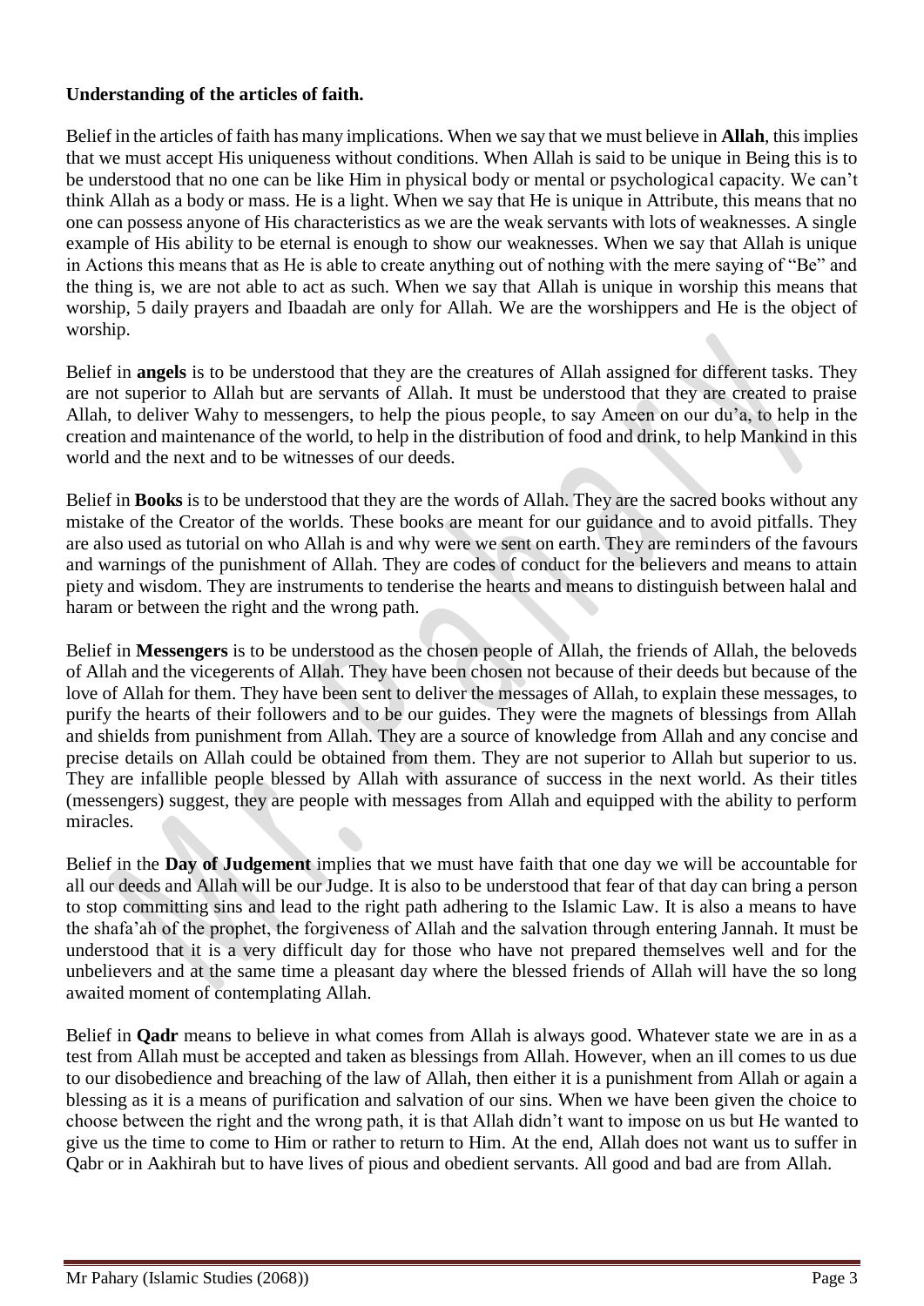**Understanding of the articles of faith.**

Belief in the articles of faith has many implications. When we say that we must believe in **Allah**, this implies that we must accept His uniqueness without conditions. When Allah is said to be unique in Being this is to be understood that no one can be like Him in physical body or mental or psychological capacity. We can't think Allah as a body or mass. He is a light. When we say that He is unique in Attribute, this means that no one can possess anyone of His characteristics as we are the weak servants with lots of weaknesses. A single example of His ability to be eternal is enough to show our weaknesses. When we say that Allah is unique in Actions this means that as He is able to create anything out of nothing with the mere saying of "Be" and the thing is, we are not able to act as such. When we say that Allah is unique in worship this means that worship, 5 daily prayers and Ibaadah are only for Allah. We are the worshippers and He is the object of worship.

Belief in **angels** is to be understood that they are the creatures of Allah assigned for different tasks. They are not superior to Allah but are servants of Allah. It must be understood that they are created to praise Allah, to deliver Wahy to messengers, to help the pious people, to say Ameen on our du'a, to help in the creation and maintenance of the world, to help in the distribution of food and drink, to help Mankind in this world and the next and to be witnesses of our deeds.

Belief in **Books** is to be understood that they are the words of Allah. They are the sacred books without any mistake of the Creator of the worlds. These books are meant for our guidance and to avoid pitfalls. They are also used as tutorial on who Allah is and why were we sent on earth. They are reminders of the favours and warnings of the punishment of Allah. They are codes of conduct for the believers and means to attain piety and wisdom. They are instruments to tenderise the hearts and means to distinguish between halal and haram or between the right and the wrong path.

Belief in **Messengers** is to be understood as the chosen people of Allah, the friends of Allah, the beloveds of Allah and the vicegerents of Allah. They have been chosen not because of their deeds but because of the love of Allah for them. They have been sent to deliver the messages of Allah, to explain these messages, to purify the hearts of their followers and to be our guides. They were the magnets of blessings from Allah and shields from punishment from Allah. They are a source of knowledge from Allah and any concise and precise details on Allah could be obtained from them. They are not superior to Allah but superior to us. They are infallible people blessed by Allah with assurance of success in the next world. As their titles (messengers) suggest, they are people with messages from Allah and equipped with the ability to perform miracles.

Belief in the **Day of Judgement** implies that we must have faith that one day we will be accountable for all our deeds and Allah will be our Judge. It is also to be understood that fear of that day can bring a person to stop committing sins and lead to the right path adhering to the Islamic Law. It is also a means to have the shafa'ah of the prophet, the forgiveness of Allah and the salvation through entering Jannah. It must be understood that it is a very difficult day for those who have not prepared themselves well and for the unbelievers and at the same time a pleasant day where the blessed friends of Allah will have the so long awaited moment of contemplating Allah.

Belief in **Qadr** means to believe in what comes from Allah is always good. Whatever state we are in as a test from Allah must be accepted and taken as blessings from Allah. However, when an ill comes to us due to our disobedience and breaching of the law of Allah, then either it is a punishment from Allah or again a blessing as it is a means of purification and salvation of our sins. When we have been given the choice to choose between the right and the wrong path, it is that Allah didn't want to impose on us but He wanted to give us the time to come to Him or rather to return to Him. At the end, Allah does not want us to suffer in Qabr or in Aakhirah but to have lives of pious and obedient servants. All good and bad are from Allah.